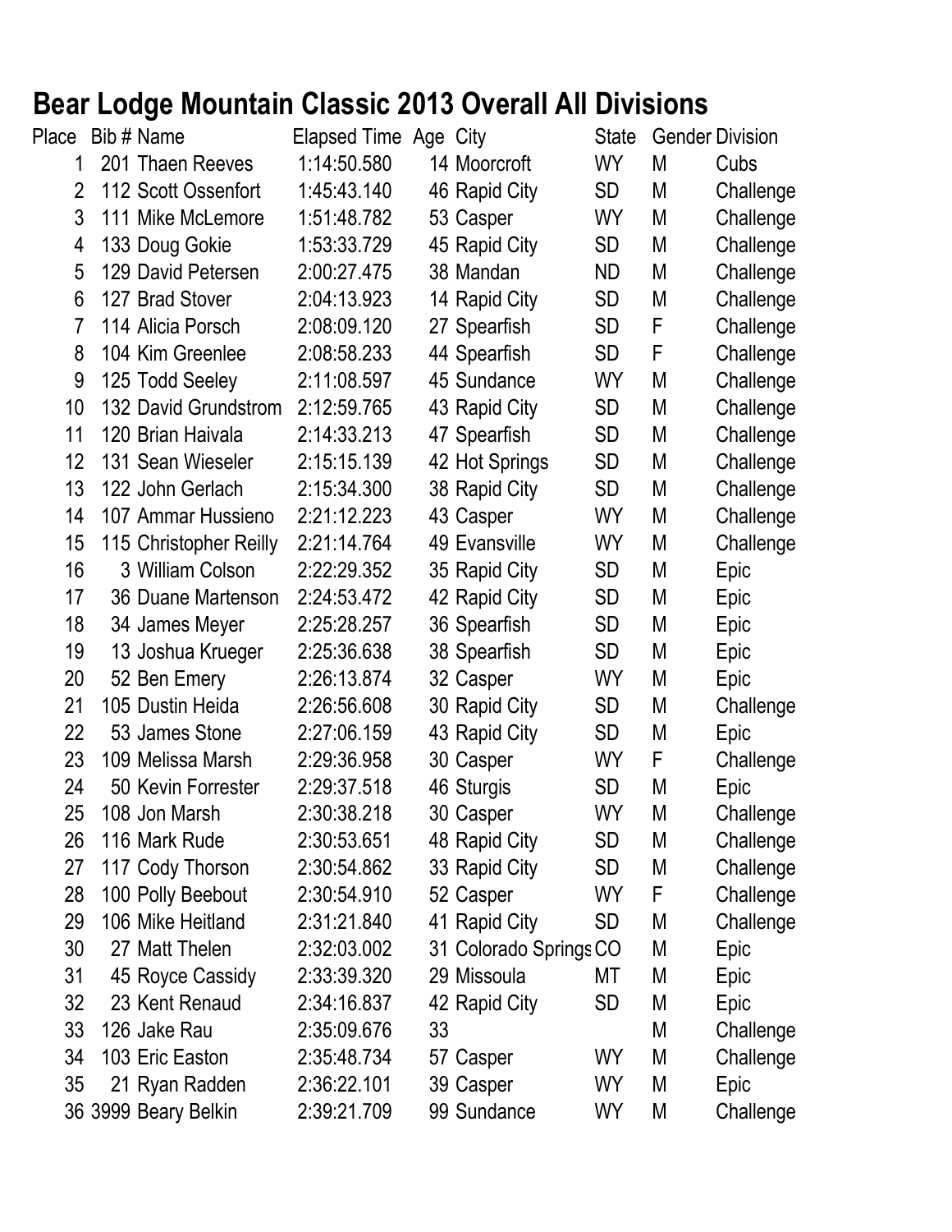# Bear Lodge Mountain Classic 2013 Overall All Divisions

| Place | Bib # | Name | Elapsed Time | Age | City | State | Gender | Division |
|---|---|---|---|---|---|---|---|---|
| 1 | 201 | Thaen Reeves | 1:14:50.580 | 14 | Moorcroft | WY | M | Cubs |
| 2 | 112 | Scott Ossenfort | 1:45:43.140 | 46 | Rapid City | SD | M | Challenge |
| 3 | 111 | Mike McLemore | 1:51:48.782 | 53 | Casper | WY | M | Challenge |
| 4 | 133 | Doug Gokie | 1:53:33.729 | 45 | Rapid City | SD | M | Challenge |
| 5 | 129 | David Petersen | 2:00:27.475 | 38 | Mandan | ND | M | Challenge |
| 6 | 127 | Brad Stover | 2:04:13.923 | 14 | Rapid City | SD | M | Challenge |
| 7 | 114 | Alicia Porsch | 2:08:09.120 | 27 | Spearfish | SD | F | Challenge |
| 8 | 104 | Kim Greenlee | 2:08:58.233 | 44 | Spearfish | SD | F | Challenge |
| 9 | 125 | Todd Seeley | 2:11:08.597 | 45 | Sundance | WY | M | Challenge |
| 10 | 132 | David Grundstrom | 2:12:59.765 | 43 | Rapid City | SD | M | Challenge |
| 11 | 120 | Brian Haivala | 2:14:33.213 | 47 | Spearfish | SD | M | Challenge |
| 12 | 131 | Sean Wieseler | 2:15:15.139 | 42 | Hot Springs | SD | M | Challenge |
| 13 | 122 | John Gerlach | 2:15:34.300 | 38 | Rapid City | SD | M | Challenge |
| 14 | 107 | Ammar Hussieno | 2:21:12.223 | 43 | Casper | WY | M | Challenge |
| 15 | 115 | Christopher Reilly | 2:21:14.764 | 49 | Evansville | WY | M | Challenge |
| 16 | 3 | William Colson | 2:22:29.352 | 35 | Rapid City | SD | M | Epic |
| 17 | 36 | Duane Martenson | 2:24:53.472 | 42 | Rapid City | SD | M | Epic |
| 18 | 34 | James Meyer | 2:25:28.257 | 36 | Spearfish | SD | M | Epic |
| 19 | 13 | Joshua Krueger | 2:25:36.638 | 38 | Spearfish | SD | M | Epic |
| 20 | 52 | Ben Emery | 2:26:13.874 | 32 | Casper | WY | M | Epic |
| 21 | 105 | Dustin Heida | 2:26:56.608 | 30 | Rapid City | SD | M | Challenge |
| 22 | 53 | James Stone | 2:27:06.159 | 43 | Rapid City | SD | M | Epic |
| 23 | 109 | Melissa Marsh | 2:29:36.958 | 30 | Casper | WY | F | Challenge |
| 24 | 50 | Kevin Forrester | 2:29:37.518 | 46 | Sturgis | SD | M | Epic |
| 25 | 108 | Jon Marsh | 2:30:38.218 | 30 | Casper | WY | M | Challenge |
| 26 | 116 | Mark Rude | 2:30:53.651 | 48 | Rapid City | SD | M | Challenge |
| 27 | 117 | Cody Thorson | 2:30:54.862 | 33 | Rapid City | SD | M | Challenge |
| 28 | 100 | Polly Beebout | 2:30:54.910 | 52 | Casper | WY | F | Challenge |
| 29 | 106 | Mike Heitland | 2:31:21.840 | 41 | Rapid City | SD | M | Challenge |
| 30 | 27 | Matt Thelen | 2:32:03.002 | 31 | Colorado Springs | CO | M | Epic |
| 31 | 45 | Royce Cassidy | 2:33:39.320 | 29 | Missoula | MT | M | Epic |
| 32 | 23 | Kent Renaud | 2:34:16.837 | 42 | Rapid City | SD | M | Epic |
| 33 | 126 | Jake Rau | 2:35:09.676 | 33 | | | M | Challenge |
| 34 | 103 | Eric Easton | 2:35:48.734 | 57 | Casper | WY | M | Challenge |
| 35 | 21 | Ryan Radden | 2:36:22.101 | 39 | Casper | WY | M | Epic |
| 36 | 3999 | Beary Belkin | 2:39:21.709 | 99 | Sundance | WY | M | Challenge |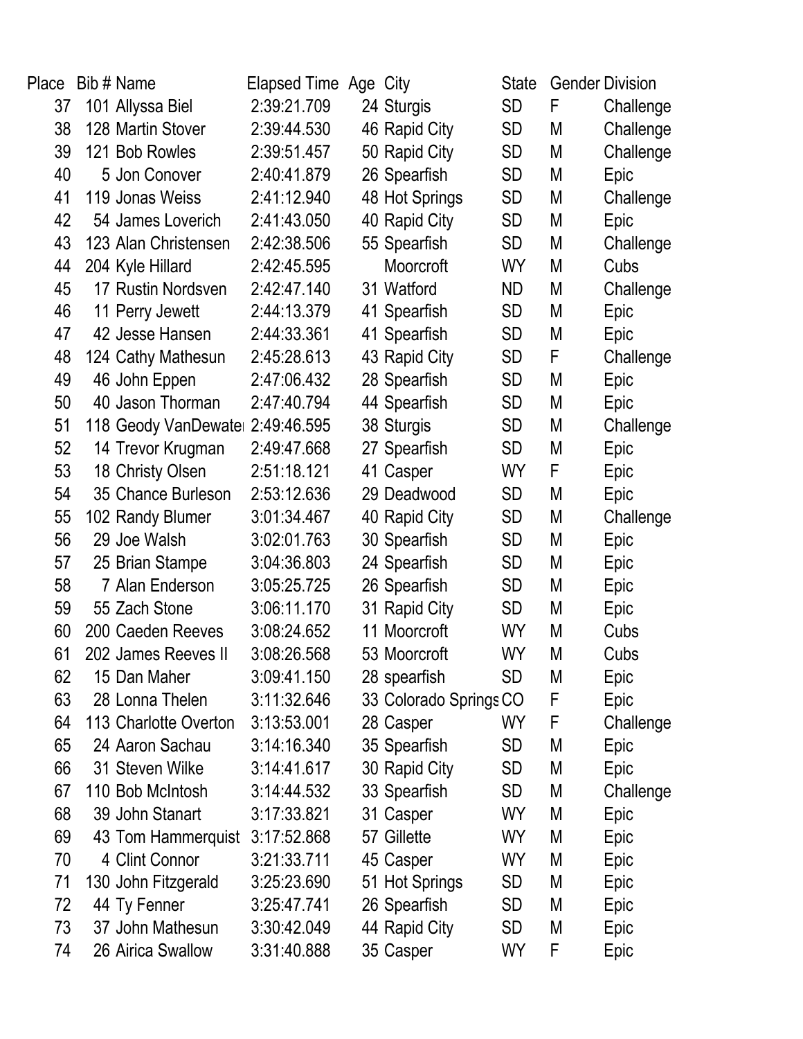| Place | Bib # | Name | Elapsed Time | Age | City | State | Gender | Division |
|---|---|---|---|---|---|---|---|---|
| 37 | 101 | Allyssa Biel | 2:39:21.709 | 24 | Sturgis | SD | F | Challenge |
| 38 | 128 | Martin Stover | 2:39:44.530 | 46 | Rapid City | SD | M | Challenge |
| 39 | 121 | Bob Rowles | 2:39:51.457 | 50 | Rapid City | SD | M | Challenge |
| 40 | 5 | Jon Conover | 2:40:41.879 | 26 | Spearfish | SD | M | Epic |
| 41 | 119 | Jonas Weiss | 2:41:12.940 | 48 | Hot Springs | SD | M | Challenge |
| 42 | 54 | James Loverich | 2:41:43.050 | 40 | Rapid City | SD | M | Epic |
| 43 | 123 | Alan Christensen | 2:42:38.506 | 55 | Spearfish | SD | M | Challenge |
| 44 | 204 | Kyle Hillard | 2:42:45.595 | | Moorcroft | WY | M | Cubs |
| 45 | 17 | Rustin Nordsven | 2:42:47.140 | 31 | Watford | ND | M | Challenge |
| 46 | 11 | Perry Jewett | 2:44:13.379 | 41 | Spearfish | SD | M | Epic |
| 47 | 42 | Jesse Hansen | 2:44:33.361 | 41 | Spearfish | SD | M | Epic |
| 48 | 124 | Cathy Mathesun | 2:45:28.613 | 43 | Rapid City | SD | F | Challenge |
| 49 | 46 | John Eppen | 2:47:06.432 | 28 | Spearfish | SD | M | Epic |
| 50 | 40 | Jason Thorman | 2:47:40.794 | 44 | Spearfish | SD | M | Epic |
| 51 | 118 | Geody VanDewater | 2:49:46.595 | 38 | Sturgis | SD | M | Challenge |
| 52 | 14 | Trevor Krugman | 2:49:47.668 | 27 | Spearfish | SD | M | Epic |
| 53 | 18 | Christy Olsen | 2:51:18.121 | 41 | Casper | WY | F | Epic |
| 54 | 35 | Chance Burleson | 2:53:12.636 | 29 | Deadwood | SD | M | Epic |
| 55 | 102 | Randy Blumer | 3:01:34.467 | 40 | Rapid City | SD | M | Challenge |
| 56 | 29 | Joe Walsh | 3:02:01.763 | 30 | Spearfish | SD | M | Epic |
| 57 | 25 | Brian Stampe | 3:04:36.803 | 24 | Spearfish | SD | M | Epic |
| 58 | 7 | Alan Enderson | 3:05:25.725 | 26 | Spearfish | SD | M | Epic |
| 59 | 55 | Zach Stone | 3:06:11.170 | 31 | Rapid City | SD | M | Epic |
| 60 | 200 | Caeden Reeves | 3:08:24.652 | 11 | Moorcroft | WY | M | Cubs |
| 61 | 202 | James Reeves II | 3:08:26.568 | 53 | Moorcroft | WY | M | Cubs |
| 62 | 15 | Dan Maher | 3:09:41.150 | 28 | spearfish | SD | M | Epic |
| 63 | 28 | Lonna Thelen | 3:11:32.646 | 33 | Colorado Springs | CO | F | Epic |
| 64 | 113 | Charlotte Overton | 3:13:53.001 | 28 | Casper | WY | F | Challenge |
| 65 | 24 | Aaron Sachau | 3:14:16.340 | 35 | Spearfish | SD | M | Epic |
| 66 | 31 | Steven Wilke | 3:14:41.617 | 30 | Rapid City | SD | M | Epic |
| 67 | 110 | Bob McIntosh | 3:14:44.532 | 33 | Spearfish | SD | M | Challenge |
| 68 | 39 | John Stanart | 3:17:33.821 | 31 | Casper | WY | M | Epic |
| 69 | 43 | Tom Hammerquist | 3:17:52.868 | 57 | Gillette | WY | M | Epic |
| 70 | 4 | Clint Connor | 3:21:33.711 | 45 | Casper | WY | M | Epic |
| 71 | 130 | John Fitzgerald | 3:25:23.690 | 51 | Hot Springs | SD | M | Epic |
| 72 | 44 | Ty Fenner | 3:25:47.741 | 26 | Spearfish | SD | M | Epic |
| 73 | 37 | John Mathesun | 3:30:42.049 | 44 | Rapid City | SD | M | Epic |
| 74 | 26 | Airica Swallow | 3:31:40.888 | 35 | Casper | WY | F | Epic |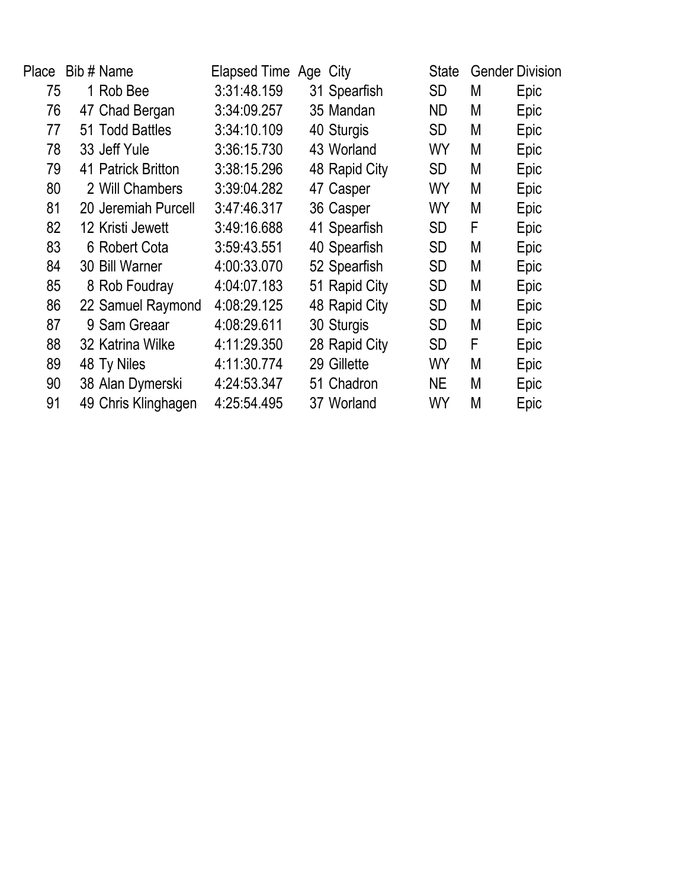| Place | Bib # | Name | Elapsed Time | Age | City | State | Gender | Division |
|---|---|---|---|---|---|---|---|---|
| 75 | 1 | Rob Bee | 3:31:48.159 | 31 | Spearfish | SD | M | Epic |
| 76 | 47 | Chad Bergan | 3:34:09.257 | 35 | Mandan | ND | M | Epic |
| 77 | 51 | Todd Battles | 3:34:10.109 | 40 | Sturgis | SD | M | Epic |
| 78 | 33 | Jeff Yule | 3:36:15.730 | 43 | Worland | WY | M | Epic |
| 79 | 41 | Patrick Britton | 3:38:15.296 | 48 | Rapid City | SD | M | Epic |
| 80 | 2 | Will Chambers | 3:39:04.282 | 47 | Casper | WY | M | Epic |
| 81 | 20 | Jeremiah Purcell | 3:47:46.317 | 36 | Casper | WY | M | Epic |
| 82 | 12 | Kristi Jewett | 3:49:16.688 | 41 | Spearfish | SD | F | Epic |
| 83 | 6 | Robert Cota | 3:59:43.551 | 40 | Spearfish | SD | M | Epic |
| 84 | 30 | Bill Warner | 4:00:33.070 | 52 | Spearfish | SD | M | Epic |
| 85 | 8 | Rob Foudray | 4:04:07.183 | 51 | Rapid City | SD | M | Epic |
| 86 | 22 | Samuel Raymond | 4:08:29.125 | 48 | Rapid City | SD | M | Epic |
| 87 | 9 | Sam Greaar | 4:08:29.611 | 30 | Sturgis | SD | M | Epic |
| 88 | 32 | Katrina Wilke | 4:11:29.350 | 28 | Rapid City | SD | F | Epic |
| 89 | 48 | Ty Niles | 4:11:30.774 | 29 | Gillette | WY | M | Epic |
| 90 | 38 | Alan Dymerski | 4:24:53.347 | 51 | Chadron | NE | M | Epic |
| 91 | 49 | Chris Klinghagen | 4:25:54.495 | 37 | Worland | WY | M | Epic |